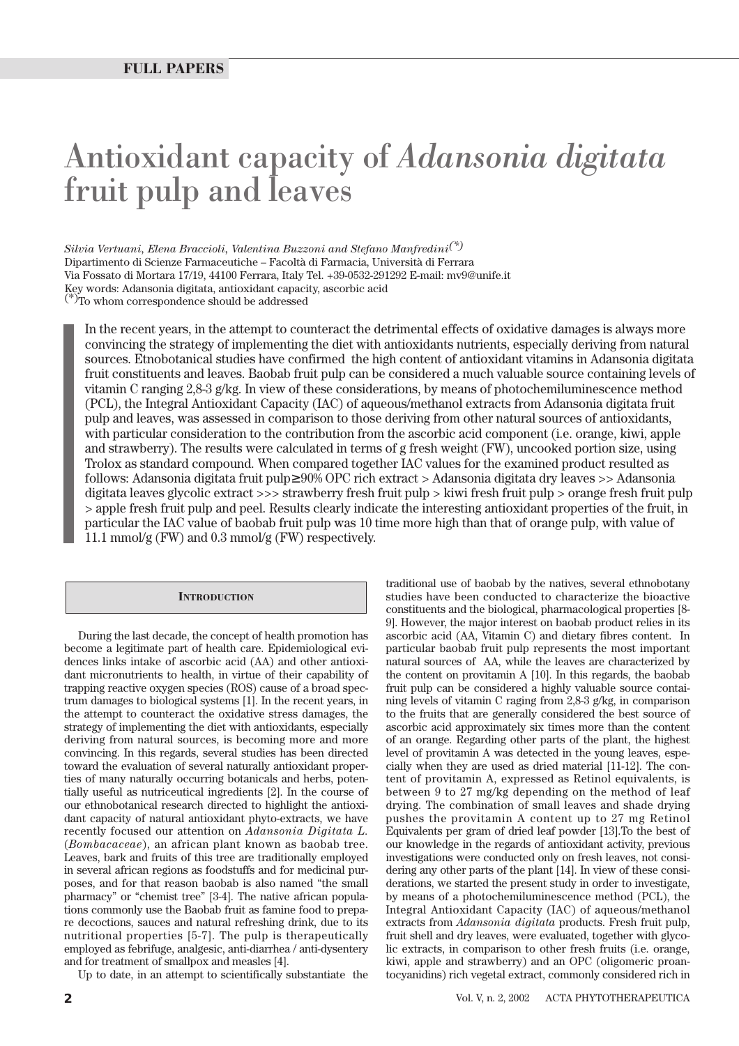FULL PAPERS

# Antioxidant capacity of *Adansonia digitata* fruit pulp and leaves

*Silvia Vertuani, Elena Braccioli, Valentina Buzzoni and Stefano Manfredini*[(*)]
Dipartimento di Scienze Farmaceutiche – Facoltà di Farmacia, Università di Ferrara
Via Fossato di Mortara 17/19, 44100 Ferrara, Italy Tel. +39-0532-291292 E-mail: mv9@unife.it
Key words: Adansonia digitata, antioxidant capacity, ascorbic acid
[(*)]To whom correspondence should be addressed

In the recent years, in the attempt to counteract the detrimental effects of oxidative damages is always more convincing the strategy of implementing the diet with antioxidants nutrients, especially deriving from natural sources. Etnobotanical studies have confirmed the high content of antioxidant vitamins in Adansonia digitata fruit constituents and leaves. Baobab fruit pulp can be considered a much valuable source containing levels of vitamin C ranging 2,8-3 g/kg. In view of these considerations, by means of photochemiluminescence method (PCL), the Integral Antioxidant Capacity (IAC) of aqueous/methanol extracts from Adansonia digitata fruit pulp and leaves, was assessed in comparison to those deriving from other natural sources of antioxidants, with particular consideration to the contribution from the ascorbic acid component (i.e. orange, kiwi, apple and strawberry). The results were calculated in terms of g fresh weight (FW), uncooked portion size, using Trolox as standard compound. When compared together IAC values for the examined product resulted as follows: Adansonia digitata fruit pulp≥90% OPC rich extract > Adansonia digitata dry leaves >> Adansonia digitata leaves glycolic extract >>> strawberry fresh fruit pulp > kiwi fresh fruit pulp > orange fresh fruit pulp > apple fresh fruit pulp and peel. Results clearly indicate the interesting antioxidant properties of the fruit, in particular the IAC value of baobab fruit pulp was 10 time more high than that of orange pulp, with value of 11.1 mmol/g (FW) and 0.3 mmol/g (FW) respectively.

## Introduction

During the last decade, the concept of health promotion has become a legitimate part of health care. Epidemiological evidences links intake of ascorbic acid (AA) and other antioxidant micronutrients to health, in virtue of their capability of trapping reactive oxygen species (ROS) cause of a broad spectrum damages to biological systems [1]. In the recent years, in the attempt to counteract the oxidative stress damages, the strategy of implementing the diet with antioxidants, especially deriving from natural sources, is becoming more and more convincing. In this regards, several studies has been directed toward the evaluation of several naturally antioxidant properties of many naturally occurring botanicals and herbs, potentially useful as nutriceutical ingredients [2]. In the course of our ethnobotanical research directed to highlight the antioxidant capacity of natural antioxidant phyto-extracts, we have recently focused our attention on *Adansonia Digitata L.* (*Bombacaceae*), an african plant known as baobab tree. Leaves, bark and fruits of this tree are traditionally employed in several african regions as foodstuffs and for medicinal purposes, and for that reason baobab is also named "the small pharmacy" or "chemist tree" [3-4]. The native african populations commonly use the Baobab fruit as famine food to prepare decoctions, sauces and natural refreshing drink, due to its nutritional properties [5-7]. The pulp is therapeutically employed as febrifuge, analgesic, anti-diarrhea / anti-dysentery and for treatment of smallpox and measles [4].

Up to date, in an attempt to scientifically substantiate the traditional use of baobab by the natives, several ethnobotany studies have been conducted to characterize the bioactive constituents and the biological, pharmacological properties [8-9]. However, the major interest on baobab product relies in its ascorbic acid (AA, Vitamin C) and dietary fibres content. In particular baobab fruit pulp represents the most important natural sources of AA, while the leaves are characterized by the content on provitamin A [10]. In this regards, the baobab fruit pulp can be considered a highly valuable source containing levels of vitamin C raging from 2,8-3 g/kg, in comparison to the fruits that are generally considered the best source of ascorbic acid approximately six times more than the content of an orange. Regarding other parts of the plant, the highest level of provitamin A was detected in the young leaves, especially when they are used as dried material [11-12]. The content of provitamin A, expressed as Retinol equivalents, is between 9 to 27 mg/kg depending on the method of leaf drying. The combination of small leaves and shade drying pushes the provitamin A content up to 27 mg Retinol Equivalents per gram of dried leaf powder [13].To the best of our knowledge in the regards of antioxidant activity, previous investigations were conducted only on fresh leaves, not considering any other parts of the plant [14]. In view of these considerations, we started the present study in order to investigate, by means of a photochemiluminescence method (PCL), the Integral Antioxidant Capacity (IAC) of aqueous/methanol extracts from *Adansonia digitata* products. Fresh fruit pulp, fruit shell and dry leaves, were evaluated, together with glycolic extracts, in comparison to other fresh fruits (i.e. orange, kiwi, apple and strawberry) and an OPC (oligomeric proantocyanidins) rich vegetal extract, commonly considered rich in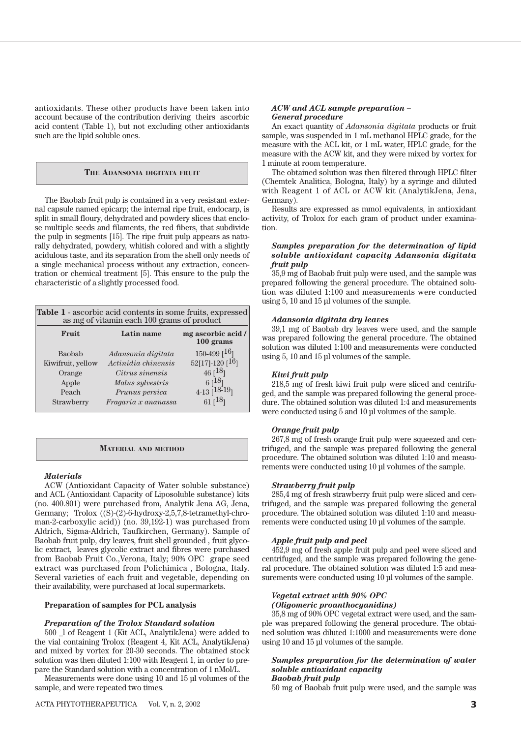antioxidants. These other products have been taken into account because of the contribution deriving theirs ascorbic acid content (Table 1), but not excluding other antioxidants such are the lipid soluble ones.

## THE ADANSONIA DIGITATA FRUIT

The Baobab fruit pulp is contained in a very resistant external capsule named epicarp; the internal ripe fruit, endocarp, is split in small floury, dehydrated and powdery slices that enclose multiple seeds and filaments, the red fibers, that subdivide the pulp in segments [15]. The ripe fruit pulp appears as naturally dehydrated, powdery, whitish colored and with a slightly acidulous taste, and its separation from the shell only needs of a single mechanical process without any extraction, concentration or chemical treatment [5]. This ensure to the pulp the characteristic of a slightly processed food.

**Table 1** - ascorbic acid contents in some fruits, expressed as mg of vitamin each 100 grams of product

| Fruit | Latin name | mg ascorbic acid / 100 grams |
|---|---|---|
| Baobab | *Adansonia digitata* | 150-499 [16] |
| Kiwifruit, yellow | *Actinidia chinensis* | 52[17]-120 [16] |
| Orange | *Citrus sinensis* | 46 [18] |
| Apple | *Malus sylvestris* | 6 [18] |
| Peach | *Prunus persica* | 4-13 [18-19] |
| Strawberry | *Fragaria x ananassa* | 61 [18] |

## MATERIAL AND METHOD

### *Materials*

ACW (Antioxidant Capacity of Water soluble substance) and ACL (Antioxidant Capacity of Liposoluble substance) kits (no. 400.801) were purchased from, Analytik Jena AG, Jena, Germany; Trolox ((S)-(2)-6-hydroxy-2,5,7,8-tetramethyl-chroman-2-carboxylic acid)) (no. 39,192-1) was purchased from Aldrich, Sigma-Aldrich, Taufkirchen, Germany). Sample of Baobab fruit pulp, dry leaves, fruit shell grounded , fruit glycolic extract, leaves glycolic extract and fibres were purchased from Baobab Fruit Co.,Verona, Italy; 90% OPC grape seed extract was purchased from Polichimica , Bologna, Italy. Several varieties of each fruit and vegetable, depending on their availability, were purchased at local supermarkets.

### Preparation of samples for PCL analysis

#### *Preparation of the Trolox Standard solution*

500 _l of Reagent 1 (Kit ACL, AnalytikJena) were added to the vial containing Trolox (Reagent 4, Kit ACL, AnalytikJena) and mixed by vortex for 20-30 seconds. The obtained stock solution was then diluted 1:100 with Reagent 1, in order to prepare the Standard solution with a concentration of 1 nMol/L.

Measurements were done using 10 and 15 µl volumes of the sample, and were repeated two times.

#### *ACW and ACL sample preparation – General procedure*

An exact quantity of *Adansonia digitata* products or fruit sample, was suspended in 1 mL methanol HPLC grade, for the measure with the ACL kit, or 1 mL water, HPLC grade, for the measure with the ACW kit, and they were mixed by vortex for 1 minute at room temperature.

The obtained solution was then filtered through HPLC filter (Chemtek Analitica, Bologna, Italy) by a syringe and diluted with Reagent 1 of ACL or ACW kit (AnalytikJena, Jena, Germany).

Results are expressed as mmol equivalents, in antioxidant activity, of Trolox for each gram of product under examination.

#### *Samples preparation for the determination of lipid soluble antioxidant capacity Adansonia digitata fruit pulp*

35,9 mg of Baobab fruit pulp were used, and the sample was prepared following the general procedure. The obtained solution was diluted 1:100 and measurements were conducted using 5, 10 and 15 µl volumes of the sample.

#### *Adansonia digitata dry leaves*

39,1 mg of Baobab dry leaves were used, and the sample was prepared following the general procedure. The obtained solution was diluted 1:100 and measurements were conducted using 5, 10 and 15 µl volumes of the sample.

#### *Kiwi fruit pulp*

218,5 mg of fresh kiwi fruit pulp were sliced and centrifuged, and the sample was prepared following the general procedure. The obtained solution was diluted 1:4 and measurements were conducted using 5 and 10 µl volumes of the sample.

#### *Orange fruit pulp*

267,8 mg of fresh orange fruit pulp were squeezed and centrifuged, and the sample was prepared following the general procedure. The obtained solution was diluted 1:10 and measurements were conducted using 10 µl volumes of the sample.

#### *Strawberry fruit pulp*

285,4 mg of fresh strawberry fruit pulp were sliced and centrifuged, and the sample was prepared following the general procedure. The obtained solution was diluted 1:10 and measurements were conducted using 10 µl volumes of the sample.

#### *Apple fruit pulp and peel*

452,9 mg of fresh apple fruit pulp and peel were sliced and centrifuged, and the sample was prepared following the general procedure. The obtained solution was diluted 1:5 and measurements were conducted using 10 µl volumes of the sample.

#### *Vegetal extract with 90% OPC (Oligomeric proanthocyanidins)*

35,8 mg of 90% OPC vegetal extract were used, and the sample was prepared following the general procedure. The obtained solution was diluted 1:1000 and measurements were done using 10 and 15 µl volumes of the sample.

#### *Samples preparation for the determination of water soluble antioxidant capacity*

#### *Baobab fruit pulp*

50 mg of Baobab fruit pulp were used, and the sample was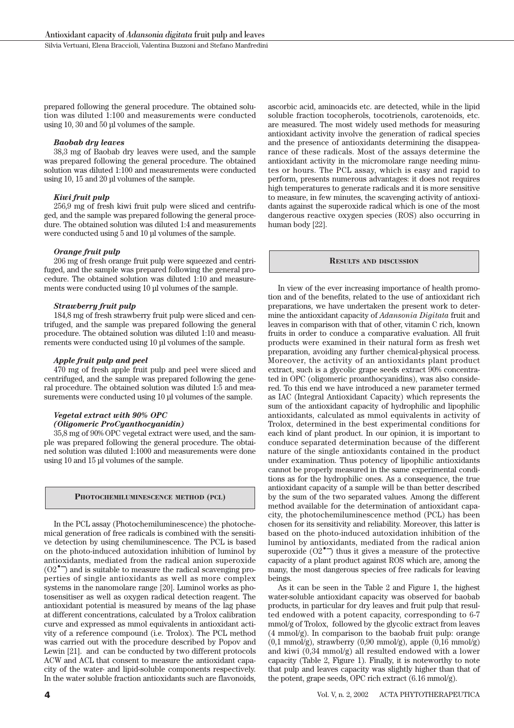prepared following the general procedure. The obtained solution was diluted 1:100 and measurements were conducted using 10, 30 and 50 µl volumes of the sample.

***Baobab dry leaves***

38,3 mg of Baobab dry leaves were used, and the sample was prepared following the general procedure. The obtained solution was diluted 1:100 and measurements were conducted using 10, 15 and 20 µl volumes of the sample.

***Kiwi fruit pulp***

256,9 mg of fresh kiwi fruit pulp were sliced and centrifuged, and the sample was prepared following the general procedure. The obtained solution was diluted 1:4 and measurements were conducted using 5 and 10 µl volumes of the sample.

***Orange fruit pulp***

206 mg of fresh orange fruit pulp were squeezed and centrifuged, and the sample was prepared following the general procedure. The obtained solution was diluted 1:10 and measurements were conducted using 10 µl volumes of the sample.

***Strawberry fruit pulp***

184,8 mg of fresh strawberry fruit pulp were sliced and centrifuged, and the sample was prepared following the general procedure. The obtained solution was diluted 1:10 and measurements were conducted using 10 µl volumes of the sample.

***Apple fruit pulp and peel***

470 mg of fresh apple fruit pulp and peel were sliced and centrifuged, and the sample was prepared following the general procedure. The obtained solution was diluted 1:5 and measurements were conducted using 10 µl volumes of the sample.

***Vegetal extract with 90% OPC (Oligomeric ProCyanthocyanidin)***

35,8 mg of 90% OPC vegetal extract were used, and the sample was prepared following the general procedure. The obtained solution was diluted 1:1000 and measurements were done using 10 and 15 µl volumes of the sample.

## PHOTOCHEMILUMINESCENCE METHOD (PCL)

In the PCL assay (Photochemiluminescence) the photochemical generation of free radicals is combined with the sensitive detection by using chemiluminescence. The PCL is based on the photo-induced autoxidation inhibition of luminol by antioxidants, mediated from the radical anion superoxide ($O2^{\bullet -}$) and is suitable to measure the radical scavenging properties of single antioxidants as well as more complex systems in the nanomolare range [20]. Luminol works as photosensitiser as well as oxygen radical detection reagent. The antioxidant potential is measured by means of the lag phase at different concentrations, calculated by a Trolox calibration curve and expressed as mmol equivalents in antioxidant activity of a reference compound (i.e. Trolox). The PCL method was carried out with the procedure described by Popov and Lewin [21]. and can be conducted by two different protocols ACW and ACL that consent to measure the antioxidant capacity of the water- and lipid-soluble components respectively. In the water soluble fraction antioxidants such are flavonoids, ascorbic acid, aminoacids etc. are detected, while in the lipid soluble fraction tocopherols, tocotrienols, carotenoids, etc. are measured. The most widely used methods for measuring antioxidant activity involve the generation of radical species and the presence of antioxidants determining the disappearance of these radicals. Most of the assays determine the antioxidant activity in the micromolare range needing minutes or hours. The PCL assay, which is easy and rapid to perform, presents numerous advantages: it does not requires high temperatures to generate radicals and it is more sensitive to measure, in few minutes, the scavenging activity of antioxidants against the superoxide radical which is one of the most dangerous reactive oxygen species (ROS) also occurring in human body [22].

## RESULTS AND DISCUSSION

In view of the ever increasing importance of health promotion and of the benefits, related to the use of antioxidant rich preparations, we have undertaken the present work to determine the antioxidant capacity of *Adansonia Digitata* fruit and leaves in comparison with that of other, vitamin C rich, known fruits in order to conduce a comparative evaluation. All fruit products were examined in their natural form as fresh wet preparation, avoiding any further chemical-physical process. Moreover, the activity of an antioxidants plant product extract, such is a glycolic grape seeds extract 90% concentrated in OPC (oligomeric proanthocyanidins), was also considered. To this end we have introduced a new parameter termed as IAC (Integral Antioxidant Capacity) which represents the sum of the antioxidant capacity of hydrophilic and lipophilic antioxidants, calculated as mmol equivalents in activity of Trolox, determined in the best experimental conditions for each kind of plant product. In our opinion, it is important to conduce separated determination because of the different nature of the single antioxidants contained in the product under examination. Thus potency of lipophilic antioxidants cannot be properly measured in the same experimental conditions as for the hydrophilic ones. As a consequence, the true antioxidant capacity of a sample will be than better described by the sum of the two separated values. Among the different method available for the determination of antioxidant capacity, the photochemiluminescence method (PCL) has been chosen for its sensitivity and reliability. Moreover, this latter is based on the photo-induced autoxidation inhibition of the luminol by antioxidants, mediated from the radical anion superoxide ($O2^{\bullet -}$) thus it gives a measure of the protective capacity of a plant product against ROS which are, among the many, the most dangerous species of free radicals for leaving beings.

As it can be seen in the Table 2 and Figure 1, the highest water-soluble antioxidant capacity was observed for baobab products, in particular for dry leaves and fruit pulp that resulted endowed with a potent capacity, corresponding to 6-7 mmol/g of Trolox, followed by the glycolic extract from leaves (4 mmol/g). In comparison to the baobab fruit pulp: orange (0,1 mmol/g), strawberry (0,90 mmol/g), apple (0,16 mmol/g) and kiwi (0,34 mmol/g) all resulted endowed with a lower capacity (Table 2, Figure 1). Finally, it is noteworthy to note that pulp and leaves capacity was slightly higher than that of the potent, grape seeds, OPC rich extract (6.16 mmol/g).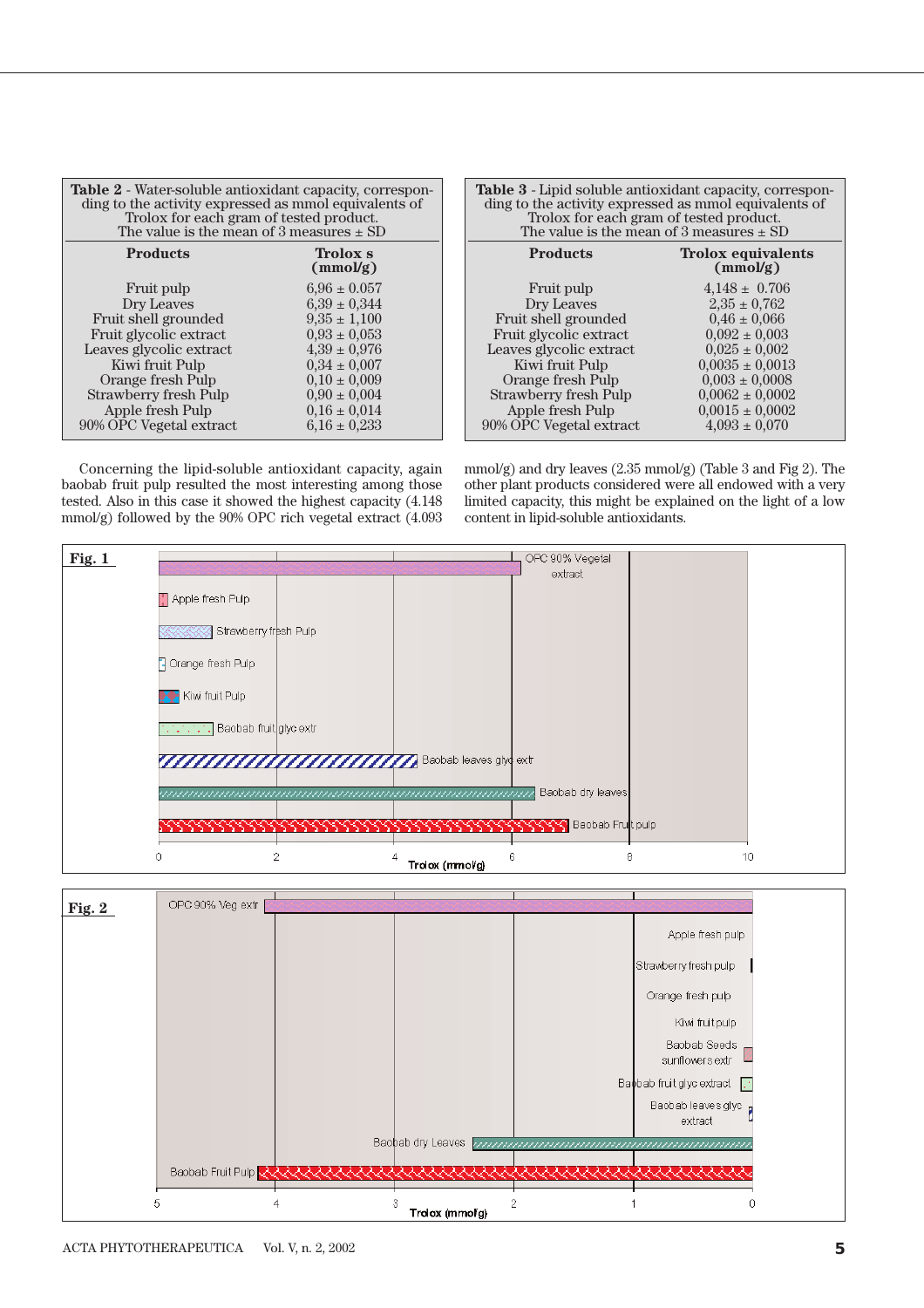**Table 2** - Water-soluble antioxidant capacity, corresponding to the activity expressed as mmol equivalents of Trolox for each gram of tested product. The value is the mean of 3 measures ± SD

| Products | Trolox s (mmol/g) |
|---|---|
| Fruit pulp | 6,96 ± 0.057 |
| Dry Leaves | 6,39 ± 0,344 |
| Fruit shell grounded | 9,35 ± 1,100 |
| Fruit glycolic extract | 0,93 ± 0,053 |
| Leaves glycolic extract | 4,39 ± 0,976 |
| Kiwi fruit Pulp | 0,34 ± 0,007 |
| Orange fresh Pulp | 0,10 ± 0,009 |
| Strawberry fresh Pulp | 0,90 ± 0,004 |
| Apple fresh Pulp | 0,16 ± 0,014 |
| 90% OPC Vegetal extract | 6,16 ± 0,233 |

**Table 3** - Lipid soluble antioxidant capacity, corresponding to the activity expressed as mmol equivalents of Trolox for each gram of tested product. The value is the mean of 3 measures ± SD

| Products | Trolox equivalents (mmol/g) |
|---|---|
| Fruit pulp | 4,148 ± 0.706 |
| Dry Leaves | 2,35 ± 0,762 |
| Fruit shell grounded | 0,46 ± 0,066 |
| Fruit glycolic extract | 0,092 ± 0,003 |
| Leaves glycolic extract | 0,025 ± 0,002 |
| Kiwi fruit Pulp | 0,0035 ± 0,0013 |
| Orange fresh Pulp | 0,003 ± 0,0008 |
| Strawberry fresh Pulp | 0,0062 ± 0,0002 |
| Apple fresh Pulp | 0,0015 ± 0,0002 |
| 90% OPC Vegetal extract | 4,093 ± 0,070 |

Concerning the lipid-soluble antioxidant capacity, again baobab fruit pulp resulted the most interesting among those tested. Also in this case it showed the highest capacity (4.148 mmol/g) followed by the 90% OPC rich vegetal extract (4.093 mmol/g) and dry leaves (2.35 mmol/g) (Table 3 and Fig 2). The other plant products considered were all endowed with a very limited capacity, this might be explained on the light of a low content in lipid-soluble antioxidants.

**Fig. 1**

OPC 90% Vegetal extract
Apple fresh Pulp
Strawberry fresh Pulp
Orange fresh Pulp
Kiwi fruit Pulp
Baobab fruit glyc extr
Baobab leaves glyc extr
Baobab dry leaves
Baobab Fruit pulp

0 2 4 6 8 10
Trolox (mmol/g)

**Fig. 2**

OPC 90% Veg extr
Apple fresh pulp
Strawberry fresh pulp
Orange fresh pulp
Kiwi fruit pulp
Baobab Seeds sunflowers extr
Baobab fruit glyc extract
Baobab leaves glyc extract
Baobab dry Leaves
Baobab Fruit Pulp

5 4 3 2 1 0
Trolox (mmol/g)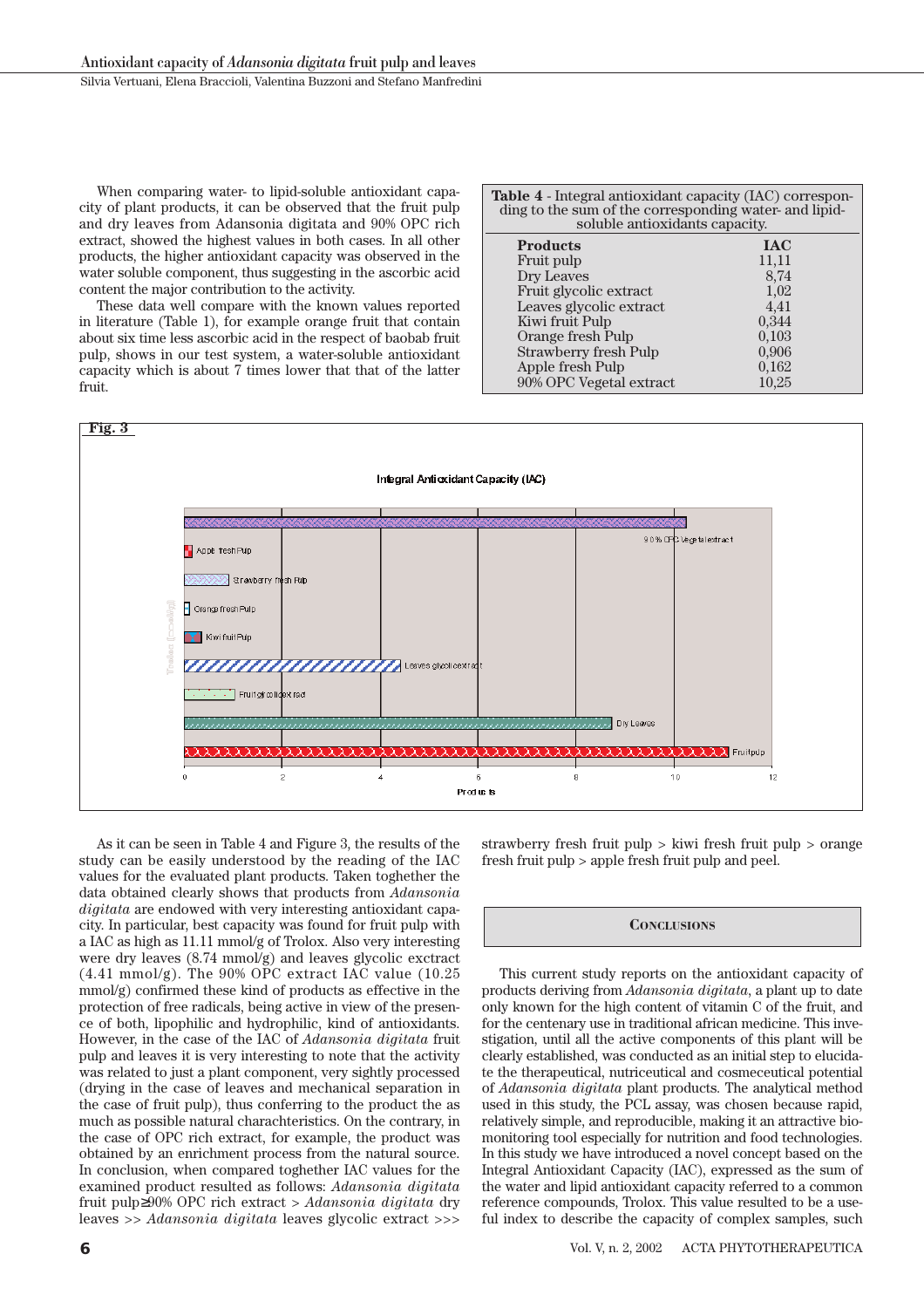When comparing water- to lipid-soluble antioxidant capacity of plant products, it can be observed that the fruit pulp and dry leaves from Adansonia digitata and 90% OPC rich extract, showed the highest values in both cases. In all other products, the higher antioxidant capacity was observed in the water soluble component, thus suggesting in the ascorbic acid content the major contribution to the activity.

These data well compare with the known values reported in literature (Table 1), for example orange fruit that contain about six time less ascorbic acid in the respect of baobab fruit pulp, shows in our test system, a water-soluble antioxidant capacity which is about 7 times lower that that of the latter fruit.

**Table 4** - Integral antioxidant capacity (IAC) corresponding to the sum of the corresponding water- and lipid-soluble antioxidants capacity.

| Products | IAC |
|---|---|
| Fruit pulp | 11,11 |
| Dry Leaves | 8,74 |
| Fruit glycolic extract | 1,02 |
| Leaves glycolic extract | 4,41 |
| Kiwi fruit Pulp | 0,344 |
| Orange fresh Pulp | 0,103 |
| Strawberry fresh Pulp | 0,906 |
| Apple fresh Pulp | 0,162 |
| 90% OPC Vegetal extract | 10,25 |

**Fig. 3**

Integral Antioxidant Capacity (IAC)

90% OPC Vegetal extract
Apple fresh Pulp
Strawberry fresh Pulp
Orange fresh Pulp
Kiwi fruit Pulp
Leaves glycolic extract
Fruit glycolic extract
Dry Leaves
Fruit pulp

Trolox [mmol/g]

0 2 4 6 8 10 12

Products

As it can be seen in Table 4 and Figure 3, the results of the study can be easily understood by the reading of the IAC values for the evaluated plant products. Taken toghether the data obtained clearly shows that products from *Adansonia digitata* are endowed with very interesting antioxidant capacity. In particular, best capacity was found for fruit pulp with a IAC as high as 11.11 mmol/g of Trolox. Also very interesting were dry leaves (8.74 mmol/g) and leaves glycolic exctract (4.41 mmol/g). The 90% OPC extract IAC value (10.25 mmol/g) confirmed these kind of products as effective in the protection of free radicals, being active in view of the presence of both, lipophilic and hydrophilic, kind of antioxidants. However, in the case of the IAC of *Adansonia digitata* fruit pulp and leaves it is very interesting to note that the activity was related to just a plant component, very sightly processed (drying in the case of leaves and mechanical separation in the case of fruit pulp), thus conferring to the product the as much as possible natural charachteristics. On the contrary, in the case of OPC rich extract, for example, the product was obtained by an enrichment process from the natural source. In conclusion, when compared toghether IAC values for the examined product resulted as follows: *Adansonia digitata* fruit pulp≥90% OPC rich extract > *Adansonia digitata* dry leaves >> *Adansonia digitata* leaves glycolic extract >>> strawberry fresh fruit pulp > kiwi fresh fruit pulp > orange fresh fruit pulp > apple fresh fruit pulp and peel.

## Conclusions

This current study reports on the antioxidant capacity of products deriving from *Adansonia digitata*, a plant up to date only known for the high content of vitamin C of the fruit, and for the centenary use in traditional african medicine. This investigation, until all the active components of this plant will be clearly established, was conducted as an initial step to elucidate the therapeutical, nutriceutical and cosmeceutical potential of *Adansonia digitata* plant products. The analytical method used in this study, the PCL assay, was chosen because rapid, relatively simple, and reproducible, making it an attractive biomonitoring tool especially for nutrition and food technologies. In this study we have introduced a novel concept based on the Integral Antioxidant Capacity (IAC), expressed as the sum of the water and lipid antioxidant capacity referred to a common reference compounds, Trolox. This value resulted to be a useful index to describe the capacity of complex samples, such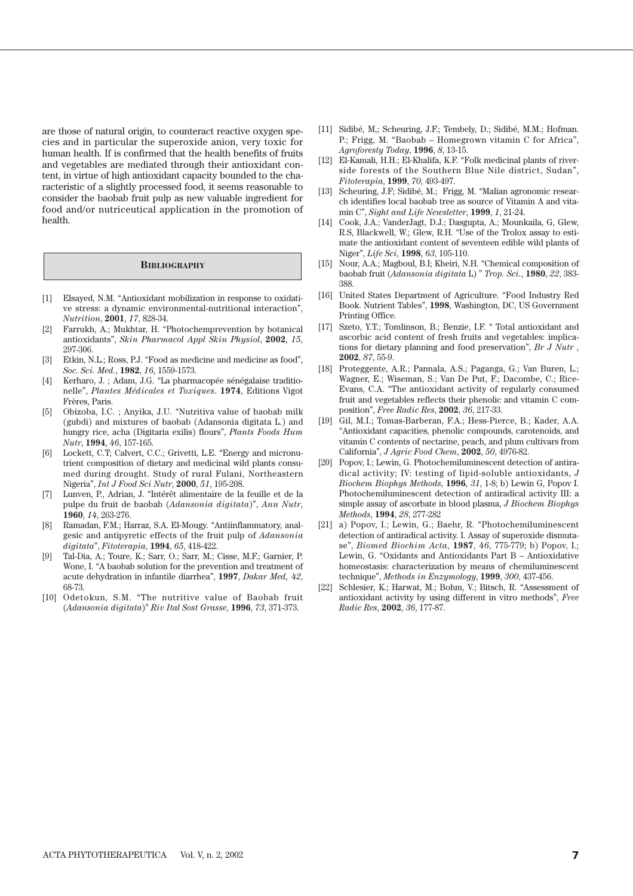are those of natural origin, to counteract reactive oxygen species and in particular the superoxide anion, very toxic for human health. If is confirmed that the health benefits of fruits and vegetables are mediated through their antioxidant content, in virtue of high antioxidant capacity bounded to the characteristic of a slightly processed food, it seems reasonable to consider the baobab fruit pulp as new valuable ingredient for food and/or nutriceutical application in the promotion of health.

## BIBLIOGRAPHY

[1] Elsayed, N.M. "Antioxidant mobilization in response to oxidative stress: a dynamic environmental-nutritional interaction", *Nutrition*, **2001**, *17*, 828-34.

[2] Farrukh, A.; Mukhtar, H. "Photochemprevention by botanical antioxidants", *Skin Pharmacol Appl Skin Physiol*, **2002**, *15*, 297-306.

[3] Etkin, N.L.; Ross, P.J. "Food as medicine and medicine as food", *Soc. Sci. Med.*, **1982**, *16*, 1559-1573.

[4] Kerharo, J. ; Adam, J.G. "La pharmacopée sénégalaise traditionelle", *Plantes Médicales et Toxiques*. **1974**, Editions Vigot Frères, Paris.

[5] Obizoba, I.C. ; Anyika, J.U. "Nutritiva value of baobab milk (gubdi) and mixtures of baobab (Adansonia digitata L.) and hungry rice, acha (Digitaria exilis) flours", *Plants Foods Hum Nutr*, **1994**, *46*, 157-165.

[6] Lockett, C.T; Calvert, C.C.; Grivetti, L.E. "Energy and micronutrient composition of dietary and medicinal wild plants consumed during drought. Study of rural Fulani, Northeastern Nigeria", *Int J Food Sci Nutr*, **2000**, *51*, 195-208.

[7] Lunven, P., Adrian, J. "Intérêt alimentaire de la feuille et de la pulpe du fruit de baobab (*Adansonia digitata*)", *Ann Nutr*, **1960**, *14*, 263-276.

[8] Ramadan, F.M.; Harraz, S.A. El-Mougy. "Antiinflammatory, analgesic and antipyretic effects of the fruit pulp of *Adansonia digitata*", *Fitoterapia*, **1994**, *65*, 418-422.

[9] Tal-Dia, A.; Toure, K.; Sarr, O.; Sarr, M.; Cisse, M.F.; Garnier, P. Wone, I. "A baobab solution for the prevention and treatment of acute dehydration in infantile diarrhea", **1997**, *Dakar Med*, *42*, 68-73.

[10] Odetokun, S.M. "The nutritive value of Baobab fruit (*Adansonia digitata*)" *Riv Ital Sost Grasse*, **1996**, *73*, 371-373.

[11] Sidibé, M,; Scheuring, J.F.; Tembely, D.; Sidibé, M.M.; Hofman. P.; Frigg, M. "Baobab – Homegrown vitamin C for Africa", *Agroforesty Today*, **1996**, *8*, 13-15.

[12] El-Kamali, H.H.; El-Khalifa, K.F. "Folk medicinal plants of riverside forests of the Southern Blue Nile district, Sudan", *Fitoterapia*, **1999**, *70*, 493-497.

[13] Scheuring, J.F; Sidibé, M.; Frigg, M. "Malian agronomic research identifies local baobab tree as source of Vitamin A and vitamin C", *Sight and Life Newsletter*, **1999**, *1*, 21-24.

[14] Cook, J.A.; VanderJagt, D.J.; Dasgupta, A.; Mounkaila, G, Glew, R.S, Blackwell, W.; Glew, R.H. "Use of the Trolox assay to estimate the antioxidant content of seventeen edible wild plants of Niger", *Life Sci*, **1998**, *63*, 105-110.

[15] Nour, A.A.; Magboul, B.I; Kheiri, N.H. "Chemical composition of baobab fruit (*Adansonia digitata* L) " *Trop. Sci.*, **1980**, *22*, 383-388.

[16] United States Department of Agriculture. "Food Industry Red Book. Nutrient Tables", **1998**, Washington, DC, US Government Printing Office.

[17] Szeto, Y.T.; Tomlinson, B.; Benzie, I.F. " Total antioxidant and ascorbic acid content of fresh fruits and vegetables: implications for dietary planning and food preservation", *Br J Nutr* , **2002**, *87*, 55-9.

[18] Proteggente, A.R.; Pannala, A.S.; Paganga, G.; Van Buren, L.; Wagner, E.; Wiseman, S.; Van De Put, F.; Dacombe, C.; Rice-Evans, C.A. "The antioxidant activity of regularly consumed fruit and vegetables reflects their phenolic and vitamin C composition", *Free Radic Res*, **2002**, *36*, 217-33.

[19] Gil, M.I.; Tomas-Barberan, F.A.; Hess-Pierce, B.; Kader, A.A. "Antioxidant capacities, phenolic compounds, carotenoids, and vitamin C contents of nectarine, peach, and plum cultivars from California", *J Agric Food Chem*, **2002**, *50*, 4976-82.

[20] Popov, I.; Lewin, G. Photochemiluminescent detection of antiradical activity; IV: testing of lipid-soluble antioxidants, *J Biochem Biophys Methods*, **1996**, *31*, 1-8; b) Lewin G, Popov I. Photochemiluminescent detection of antiradical activity III: a simple assay of ascorbate in blood plasma, *J Biochem Biophys Methods*, **1994**, *28*, 277-282

[21] a) Popov, I.; Lewin, G.; Baehr, R. "Photochemiluminescent detection of antiradical activity. I. Assay of superoxide dismutase", *Biomed Biochim Acta*, **1987**, *46*, 775-779; b) Popov, I.; Lewin, G. "Oxidants and Antioxidants Part B – Antioxidative homeostasis: characterization by means of chemiluminescent technique", *Methods in Enzymology*, **1999**, *300*, 437-456.

[22] Schlesier, K.; Harwat, M.; Bohm, V.; Bitsch, R. "Assessment of antioxidant activity by using different in vitro methods", *Free Radic Res*, **2002**, *36*, 177-87.